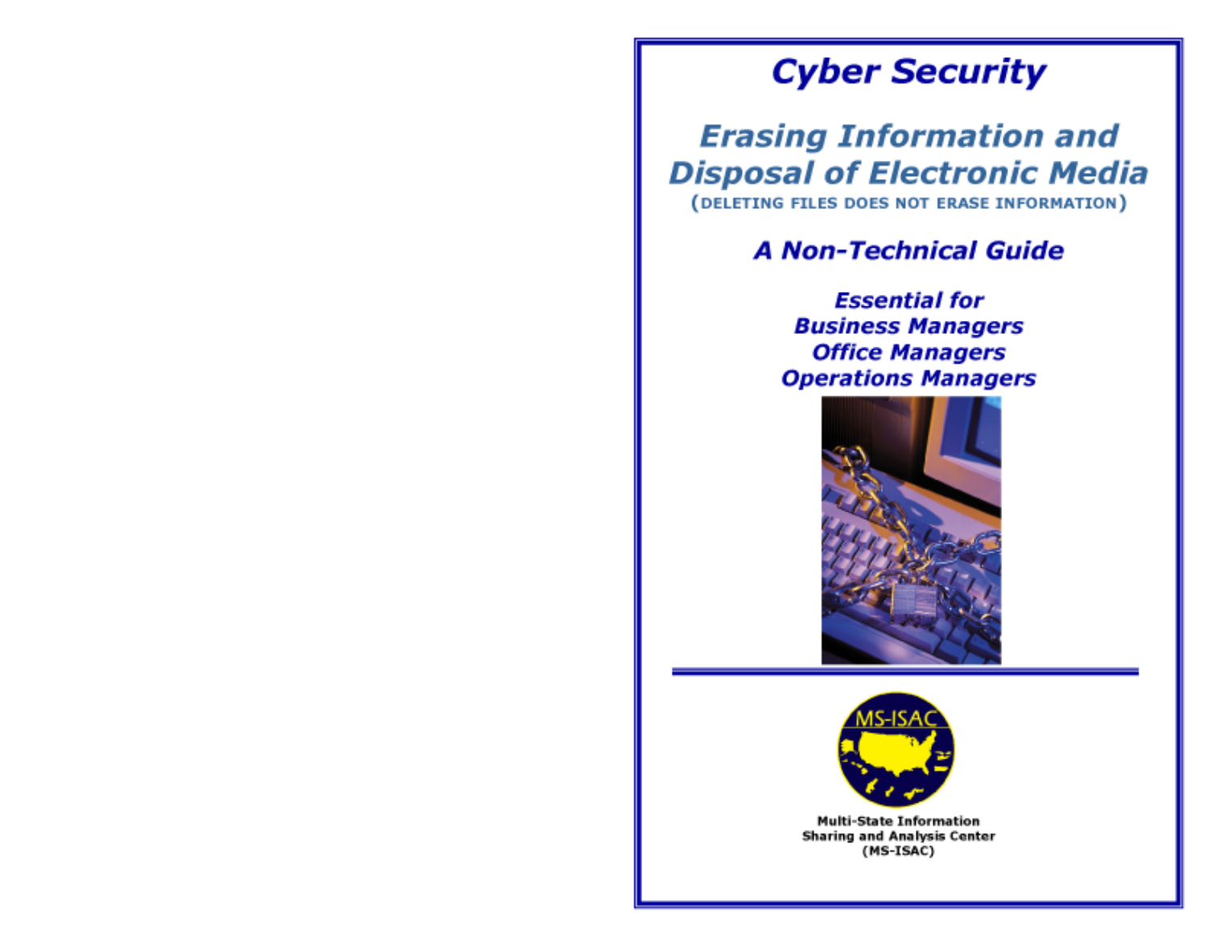# Cyber Security

## Erasing Information and Disposal of Electronic Media

(DELETING FILES DOES NOT ERASE INFORMATION)

### A Non-Technical Guide

**Essential for**
**Business Managers**
**Office Managers**
**Operations Managers**

Multi-State Information Sharing and Analysis Center (MS-ISAC)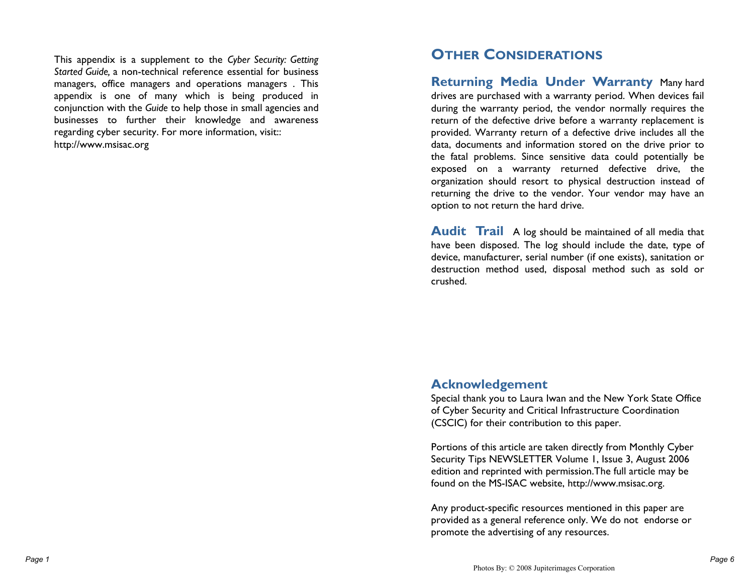This appendix is a supplement to the *Cyber Security: Getting Started Guide,* a non-technical reference essential for business managers, office managers and operations managers . This appendix is one of many which is being produced in conjunction with the *Guide* to help those in small agencies and businesses to further their knowledge and awareness regarding cyber security. For more information, visit:: http://www.msisac.org

## Other Considerations

**Returning Media Under Warranty** Many hard drives are purchased with a warranty period. When devices fail during the warranty period, the vendor normally requires the return of the defective drive before a warranty replacement is provided. Warranty return of a defective drive includes all the data, documents and information stored on the drive prior to the fatal problems. Since sensitive data could potentially be exposed on a warranty returned defective drive, the organization should resort to physical destruction instead of returning the drive to the vendor. Your vendor may have an option to not return the hard drive.

**Audit Trail** A log should be maintained of all media that have been disposed. The log should include the date, type of device, manufacturer, serial number (if one exists), sanitation or destruction method used, disposal method such as sold or crushed.

### Acknowledgement

Special thank you to Laura Iwan and the New York State Office of Cyber Security and Critical Infrastructure Coordination (CSCIC) for their contribution to this paper.

Portions of this article are taken directly from Monthly Cyber Security Tips NEWSLETTER Volume 1, Issue 3, August 2006 edition and reprinted with permission.The full article may be found on the MS-ISAC website, http://www.msisac.org.

Any product-specific resources mentioned in this paper are provided as a general reference only. We do not endorse or promote the advertising of any resources.

Photos By: © 2008 Jupiterimages Corporation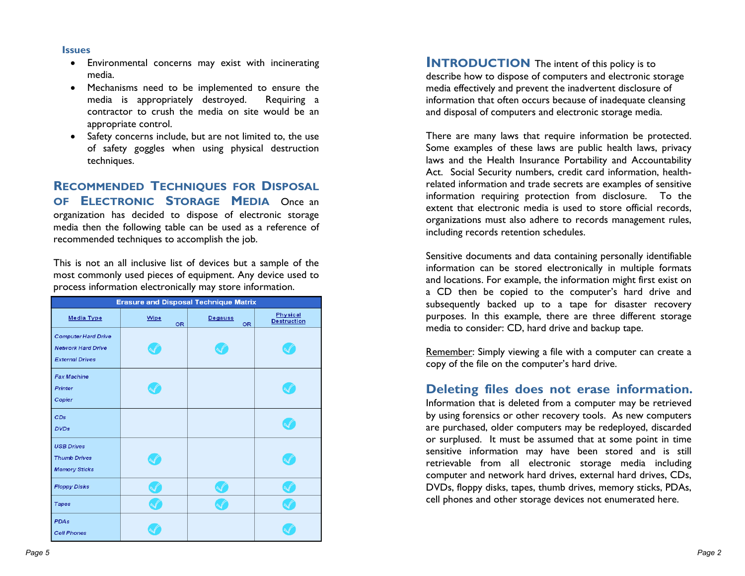**Issues**

- Environmental concerns may exist with incinerating media.
- Mechanisms need to be implemented to ensure the media is appropriately destroyed. Requiring a contractor to crush the media on site would be an appropriate control.
- Safety concerns include, but are not limited to, the use of safety goggles when using physical destruction techniques.

## Recommended Techniques for Disposal of Electronic Storage Media

Once an organization has decided to dispose of electronic storage media then the following table can be used as a reference of recommended techniques to accomplish the job.

This is not an all inclusive list of devices but a sample of the most commonly used pieces of equipment. Any device used to process information electronically may store information.

| Erasure and Disposal Technique Matrix | | | |
|---|---|---|---|
| Media Type | Wipe OR | Degauss OR | Physical Destruction |
| *Computer Hard Drive*<br>*Network Hard Drive*<br>*External Drives* | ✓ | ✓ | ✓ |
| *Fax Machine*<br>*Printer*<br>*Copier* | ✓ | | ✓ |
| *CDs*<br>*DVDs* | | | ✓ |
| *USB Drives*<br>*Thumb Drives*<br>*Memory Sticks* | ✓ | | ✓ |
| *Floppy Disks* | ✓ | ✓ | ✓ |
| *Tapes* | ✓ | ✓ | ✓ |
| *PDAs*<br>*Cell Phones* | ✓ | | ✓ |

## Introduction

The intent of this policy is to describe how to dispose of computers and electronic storage media effectively and prevent the inadvertent disclosure of information that often occurs because of inadequate cleansing and disposal of computers and electronic storage media.

There are many laws that require information be protected. Some examples of these laws are public health laws, privacy laws and the Health Insurance Portability and Accountability Act. Social Security numbers, credit card information, health-related information and trade secrets are examples of sensitive information requiring protection from disclosure. To the extent that electronic media is used to store official records, organizations must also adhere to records management rules, including records retention schedules.

Sensitive documents and data containing personally identifiable information can be stored electronically in multiple formats and locations. For example, the information might first exist on a CD then be copied to the computer's hard drive and subsequently backed up to a tape for disaster recovery purposes. In this example, there are three different storage media to consider: CD, hard drive and backup tape.

Remember: Simply viewing a file with a computer can create a copy of the file on the computer's hard drive.

## Deleting files does not erase information.

Information that is deleted from a computer may be retrieved by using forensics or other recovery tools. As new computers are purchased, older computers may be redeployed, discarded or surplused. It must be assumed that at some point in time sensitive information may have been stored and is still retrievable from all electronic storage media including computer and network hard drives, external hard drives, CDs, DVDs, floppy disks, tapes, thumb drives, memory sticks, PDAs, cell phones and other storage devices not enumerated here.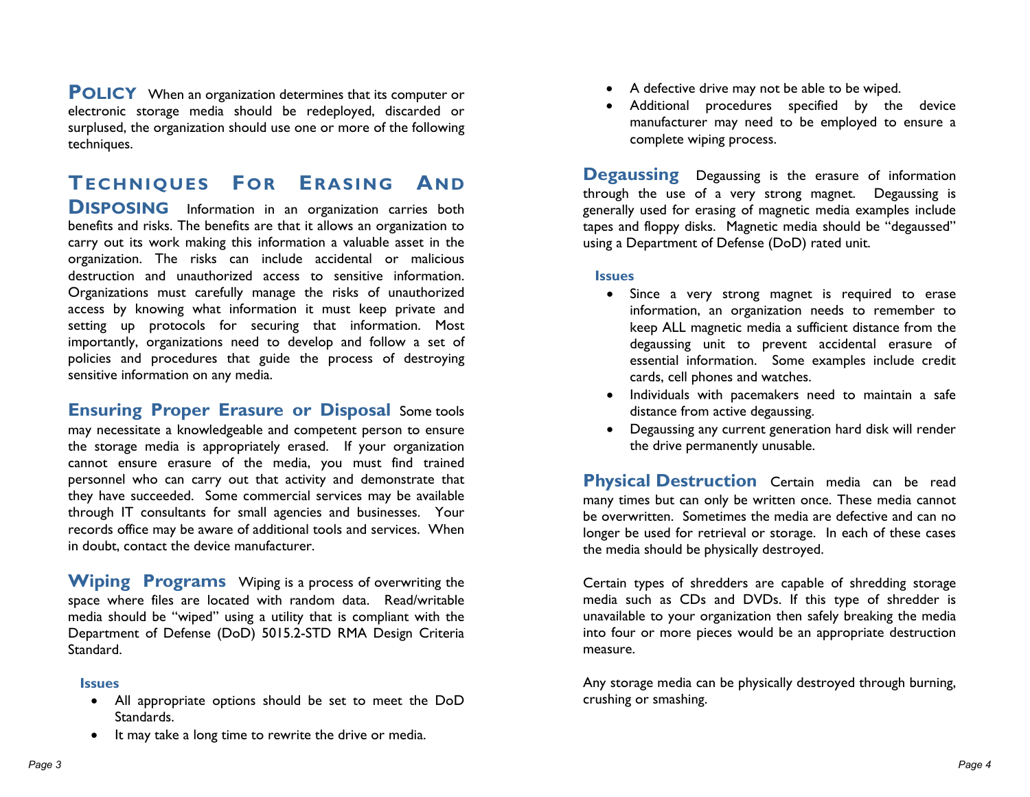## Policy

When an organization determines that its computer or electronic storage media should be redeployed, discarded or surplused, the organization should use one or more of the following techniques.

## Techniques For Erasing And Disposing

Information in an organization carries both benefits and risks. The benefits are that it allows an organization to carry out its work making this information a valuable asset in the organization. The risks can include accidental or malicious destruction and unauthorized access to sensitive information. Organizations must carefully manage the risks of unauthorized access by knowing what information it must keep private and setting up protocols for securing that information. Most importantly, organizations need to develop and follow a set of policies and procedures that guide the process of destroying sensitive information on any media.

### Ensuring Proper Erasure or Disposal

Some tools may necessitate a knowledgeable and competent person to ensure the storage media is appropriately erased. If your organization cannot ensure erasure of the media, you must find trained personnel who can carry out that activity and demonstrate that they have succeeded. Some commercial services may be available through IT consultants for small agencies and businesses. Your records office may be aware of additional tools and services. When in doubt, contact the device manufacturer.

### Wiping Programs

Wiping is a process of overwriting the space where files are located with random data. Read/writable media should be "wiped" using a utility that is compliant with the Department of Defense (DoD) 5015.2-STD RMA Design Criteria Standard.

#### Issues

- All appropriate options should be set to meet the DoD Standards.
- It may take a long time to rewrite the drive or media.
- A defective drive may not be able to be wiped.
- Additional procedures specified by the device manufacturer may need to be employed to ensure a complete wiping process.

### Degaussing

Degaussing is the erasure of information through the use of a very strong magnet. Degaussing is generally used for erasing of magnetic media examples include tapes and floppy disks. Magnetic media should be "degaussed" using a Department of Defense (DoD) rated unit.

#### Issues

- Since a very strong magnet is required to erase information, an organization needs to remember to keep ALL magnetic media a sufficient distance from the degaussing unit to prevent accidental erasure of essential information. Some examples include credit cards, cell phones and watches.
- Individuals with pacemakers need to maintain a safe distance from active degaussing.
- Degaussing any current generation hard disk will render the drive permanently unusable.

### Physical Destruction

Certain media can be read many times but can only be written once. These media cannot be overwritten. Sometimes the media are defective and can no longer be used for retrieval or storage. In each of these cases the media should be physically destroyed.

Certain types of shredders are capable of shredding storage media such as CDs and DVDs. If this type of shredder is unavailable to your organization then safely breaking the media into four or more pieces would be an appropriate destruction measure.

Any storage media can be physically destroyed through burning, crushing or smashing.